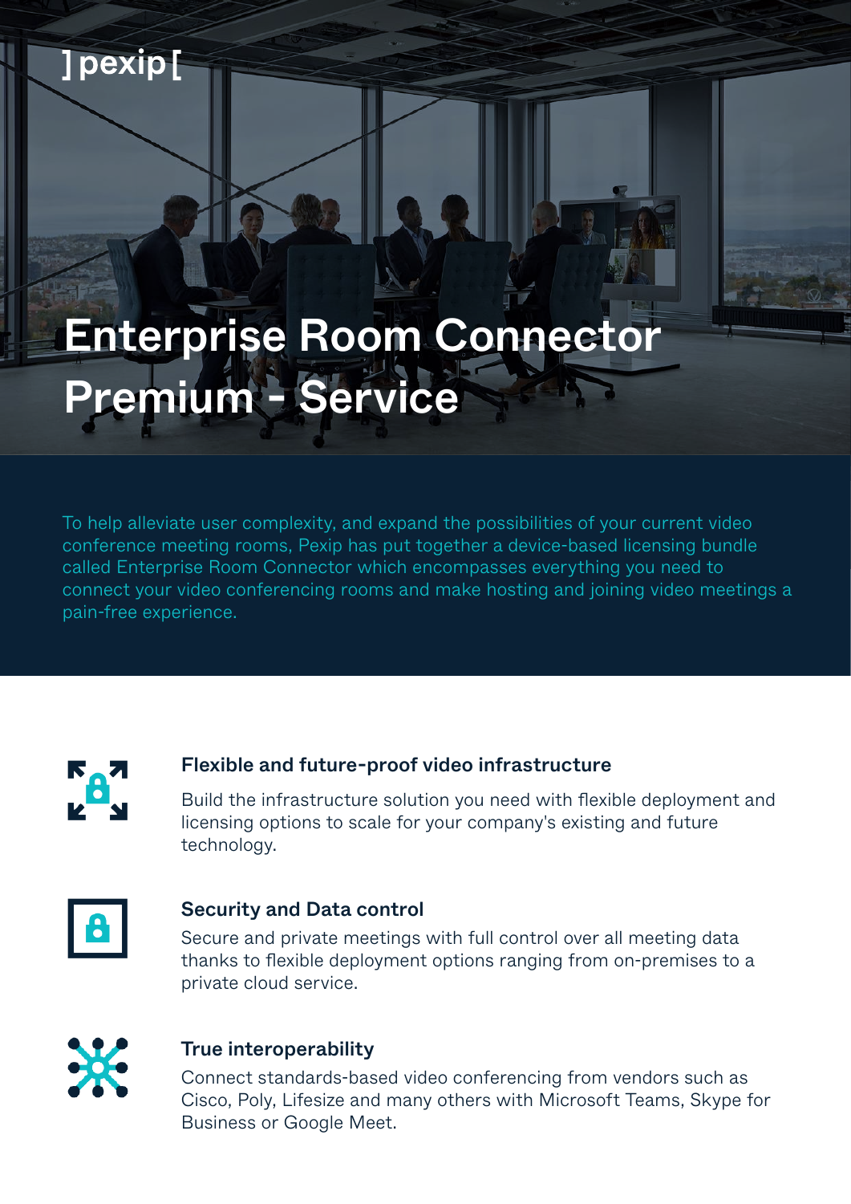] pexip [

# Enterprise Room Connector Premium - Service

To help alleviate user complexity, and expand the possibilities of your current video conference meeting rooms, Pexip has put together a device-based licensing bundle called Enterprise Room Connector which encompasses everything you need to connect your video conferencing rooms and make hosting and joining video meetings a pain-free experience.

### Flexible and future-proof video infrastructure

Build the infrastructure solution you need with flexible deployment and licensing options to scale for your company's existing and future technology.

### Security and Data control

Secure and private meetings with full control over all meeting data thanks to flexible deployment options ranging from on-premises to a private cloud service.

### True interoperability

Connect standards-based video conferencing from vendors such as Cisco, Poly, Lifesize and many others with Microsoft Teams, Skype for Business or Google Meet.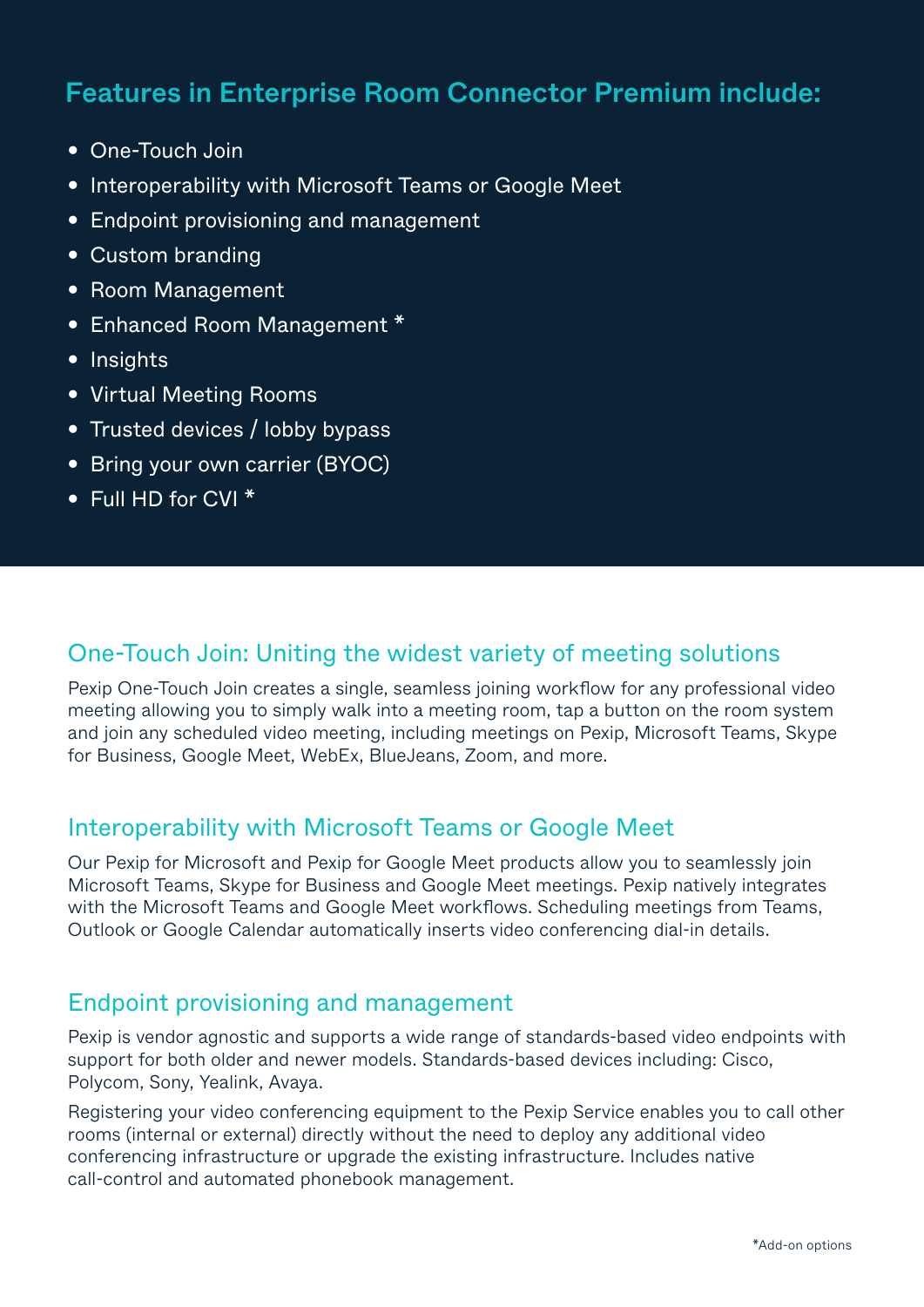## Features in Enterprise Room Connector Premium include:

- One-Touch Join
- Interoperability with Microsoft Teams or Google Meet
- Endpoint provisioning and management
- Custom branding
- Room Management
- Enhanced Room Management *
- Insights
- Virtual Meeting Rooms
- Trusted devices / lobby bypass
- Bring your own carrier (BYOC)
- Full HD for CVI *

### One-Touch Join: Uniting the widest variety of meeting solutions

Pexip One-Touch Join creates a single, seamless joining workflow for any professional video meeting allowing you to simply walk into a meeting room, tap a button on the room system and join any scheduled video meeting, including meetings on Pexip, Microsoft Teams, Skype for Business, Google Meet, WebEx, BlueJeans, Zoom, and more.

### Interoperability with Microsoft Teams or Google Meet

Our Pexip for Microsoft and Pexip for Google Meet products allow you to seamlessly join Microsoft Teams, Skype for Business and Google Meet meetings. Pexip natively integrates with the Microsoft Teams and Google Meet workflows. Scheduling meetings from Teams, Outlook or Google Calendar automatically inserts video conferencing dial-in details.

### Endpoint provisioning and management

Pexip is vendor agnostic and supports a wide range of standards-based video endpoints with support for both older and newer models. Standards-based devices including: Cisco, Polycom, Sony, Yealink, Avaya.

Registering your video conferencing equipment to the Pexip Service enables you to call other rooms (internal or external) directly without the need to deploy any additional video conferencing infrastructure or upgrade the existing infrastructure. Includes native call-control and automated phonebook management.

*Add-on options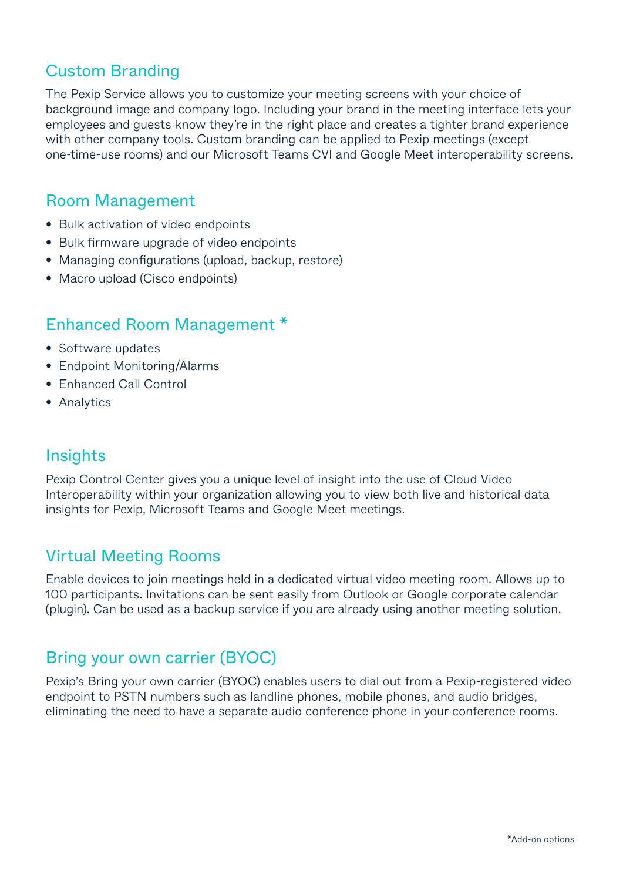## Custom Branding

The Pexip Service allows you to customize your meeting screens with your choice of background image and company logo. Including your brand in the meeting interface lets your employees and guests know they're in the right place and creates a tighter brand experience with other company tools. Custom branding can be applied to Pexip meetings (except one-time-use rooms) and our Microsoft Teams CVI and Google Meet interoperability screens.

## Room Management

- Bulk activation of video endpoints
- Bulk firmware upgrade of video endpoints
- Managing configurations (upload, backup, restore)
- Macro upload (Cisco endpoints)

## Enhanced Room Management *

- Software updates
- Endpoint Monitoring/Alarms
- Enhanced Call Control
- Analytics

## Insights

Pexip Control Center gives you a unique level of insight into the use of Cloud Video Interoperability within your organization allowing you to view both live and historical data insights for Pexip, Microsoft Teams and Google Meet meetings.

## Virtual Meeting Rooms

Enable devices to join meetings held in a dedicated virtual video meeting room. Allows up to 100 participants. Invitations can be sent easily from Outlook or Google corporate calendar (plugin). Can be used as a backup service if you are already using another meeting solution.

## Bring your own carrier (BYOC)

Pexip's Bring your own carrier (BYOC) enables users to dial out from a Pexip-registered video endpoint to PSTN numbers such as landline phones, mobile phones, and audio bridges, eliminating the need to have a separate audio conference phone in your conference rooms.

*Add-on options